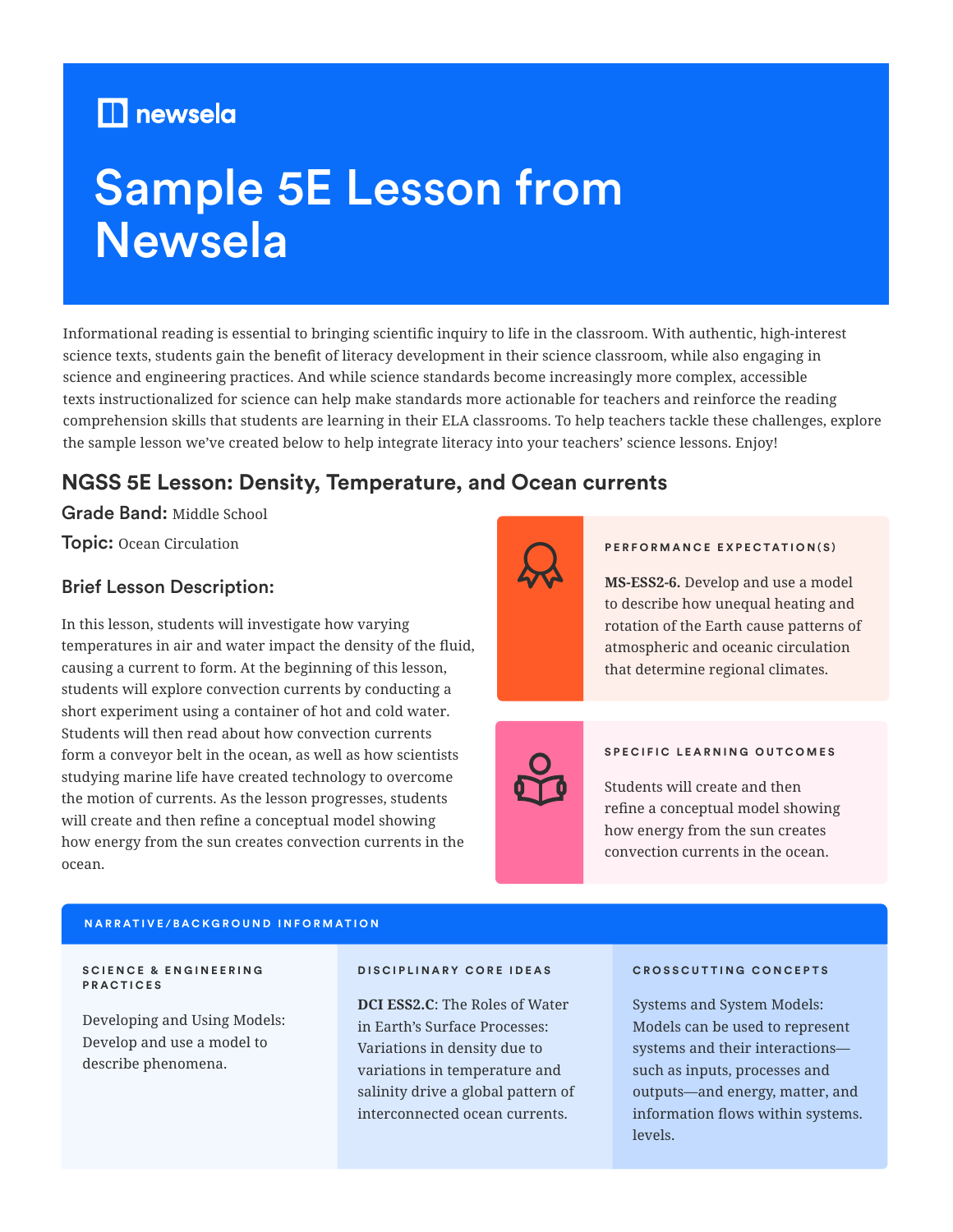newsela

# Sample 5E Lesson from Newsela

Informational reading is essential to bringing scientific inquiry to life in the classroom. With authentic, high-interest science texts, students gain the benefit of literacy development in their science classroom, while also engaging in science and engineering practices. And while science standards become increasingly more complex, accessible texts instructionalized for science can help make standards more actionable for teachers and reinforce the reading comprehension skills that students are learning in their ELA classrooms. To help teachers tackle these challenges, explore the sample lesson we've created below to help integrate literacy into your teachers' science lessons. Enjoy!

## NGSS 5E Lesson: Density, Temperature, and Ocean currents

**Grade Band:** Middle School

**Topic:** Ocean Circulation

### Brief Lesson Description:

In this lesson, students will investigate how varying temperatures in air and water impact the density of the fluid, causing a current to form. At the beginning of this lesson, students will explore convection currents by conducting a short experiment using a container of hot and cold water. Students will then read about how convection currents form a conveyor belt in the ocean, as well as how scientists studying marine life have created technology to overcome the motion of currents. As the lesson progresses, students will create and then refine a conceptual model showing how energy from the sun creates convection currents in the ocean.

#### PERFORMANCE EXPECTATION(S)

**MS-ESS2-6.** Develop and use a model to describe how unequal heating and rotation of the Earth cause patterns of atmospheric and oceanic circulation that determine regional climates.

#### SPECIFIC LEARNING OUTCOMES

Students will create and then refine a conceptual model showing how energy from the sun creates convection currents in the ocean.

#### NARRATIVE/BACKGROUND INFORMATION

| SCIENCE & ENGINEERING PRACTICES | DISCIPLINARY CORE IDEAS | CROSSCUTTING CONCEPTS |
|---|---|---|
| Developing and Using Models: Develop and use a model to describe phenomena. | **DCI ESS2.C**: The Roles of Water in Earth's Surface Processes: Variations in density due to variations in temperature and salinity drive a global pattern of interconnected ocean currents. | Systems and System Models: Models can be used to represent systems and their interactions—such as inputs, processes and outputs—and energy, matter, and information flows within systems. levels. |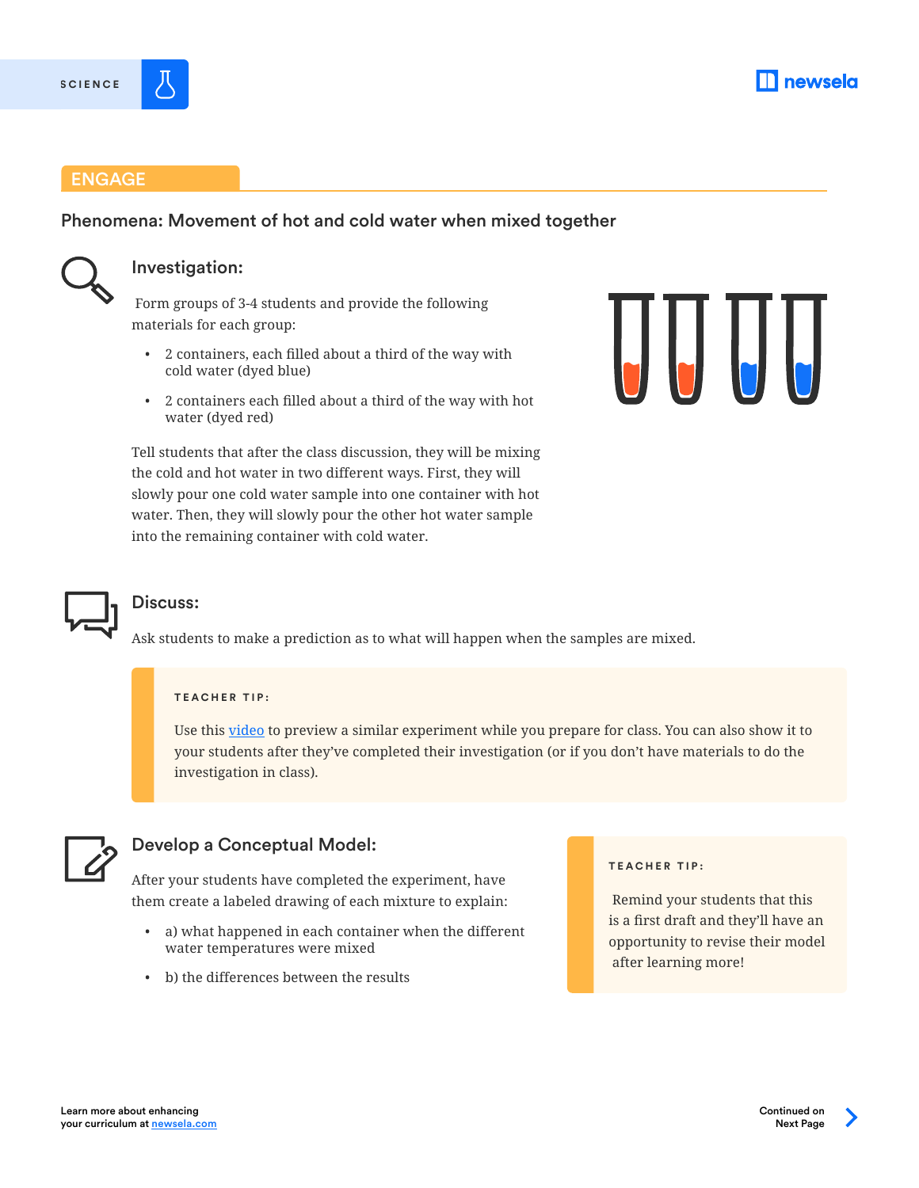## ENGAGE

### Phenomena: Movement of hot and cold water when mixed together

### Investigation:

Form groups of 3-4 students and provide the following materials for each group:

- 2 containers, each filled about a third of the way with cold water (dyed blue)
- 2 containers each filled about a third of the way with hot water (dyed red)

Tell students that after the class discussion, they will be mixing the cold and hot water in two different ways. First, they will slowly pour one cold water sample into one container with hot water. Then, they will slowly pour the other hot water sample into the remaining container with cold water.

### Discuss:

Ask students to make a prediction as to what will happen when the samples are mixed.

> **TEACHER TIP:**
>
> Use this [video]() to preview a similar experiment while you prepare for class. You can also show it to your students after they've completed their investigation (or if you don't have materials to do the investigation in class).

### Develop a Conceptual Model:

After your students have completed the experiment, have them create a labeled drawing of each mixture to explain:

- a) what happened in each container when the different water temperatures were mixed
- b) the differences between the results

> **TEACHER TIP:**
>
> Remind your students that this is a first draft and they'll have an opportunity to revise their model after learning more!

Learn more about enhancing your curriculum at [newsela.com](https://newsela.com)

Continued on Next Page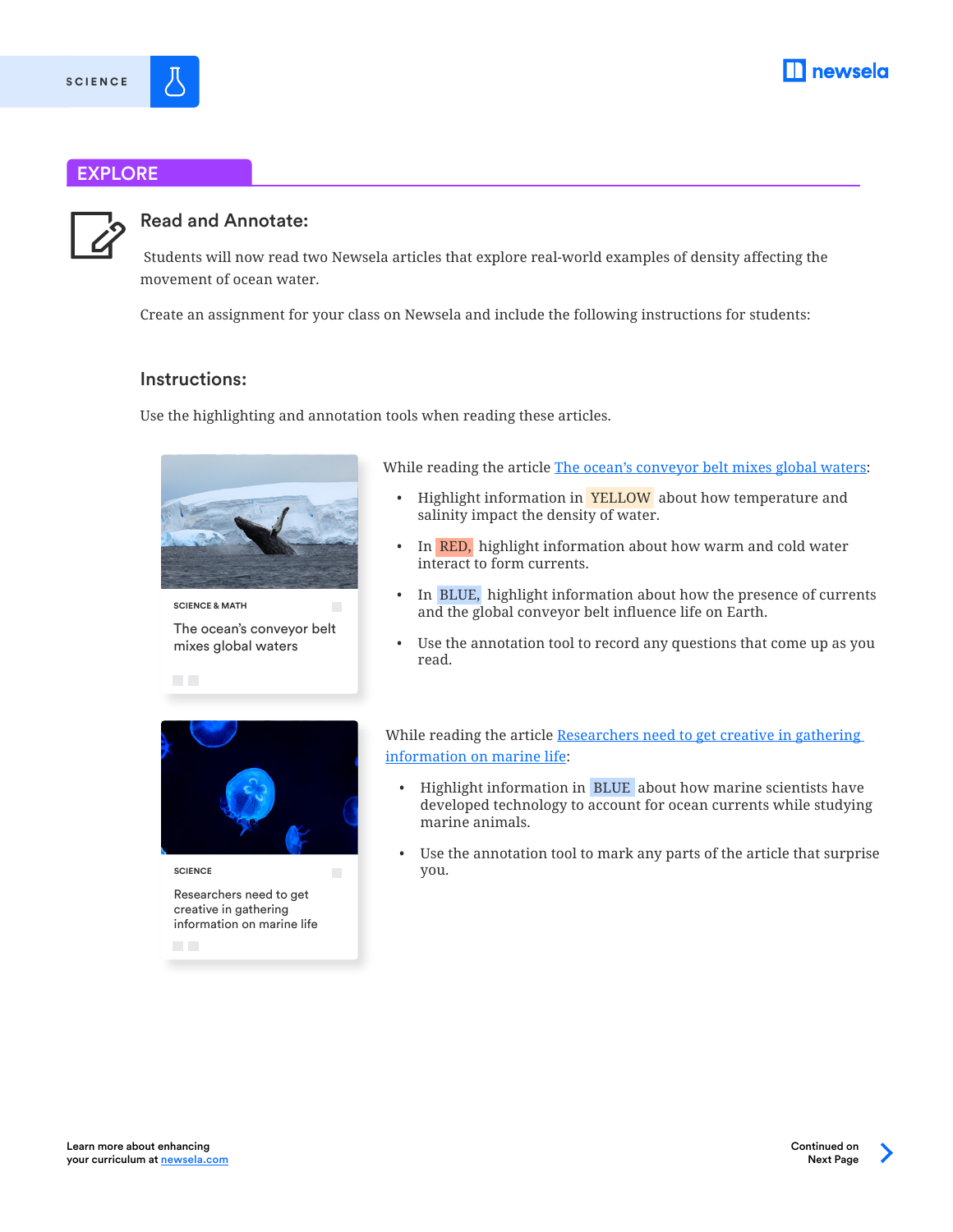SCIENCE

## EXPLORE

### Read and Annotate:

Students will now read two Newsela articles that explore real-world examples of density affecting the movement of ocean water.

Create an assignment for your class on Newsela and include the following instructions for students:

### Instructions:

Use the highlighting and annotation tools when reading these articles.

SCIENCE & MATH

The ocean's conveyor belt mixes global waters

While reading the article The ocean's conveyor belt mixes global waters:

- Highlight information in YELLOW about how temperature and salinity impact the density of water.
- In RED, highlight information about how warm and cold water interact to form currents.
- In BLUE, highlight information about how the presence of currents and the global conveyor belt influence life on Earth.
- Use the annotation tool to record any questions that come up as you read.

SCIENCE

Researchers need to get creative in gathering information on marine life

While reading the article Researchers need to get creative in gathering information on marine life:

- Highlight information in BLUE about how marine scientists have developed technology to account for ocean currents while studying marine animals.
- Use the annotation tool to mark any parts of the article that surprise you.

Learn more about enhancing your curriculum at newsela.com

Continued on Next Page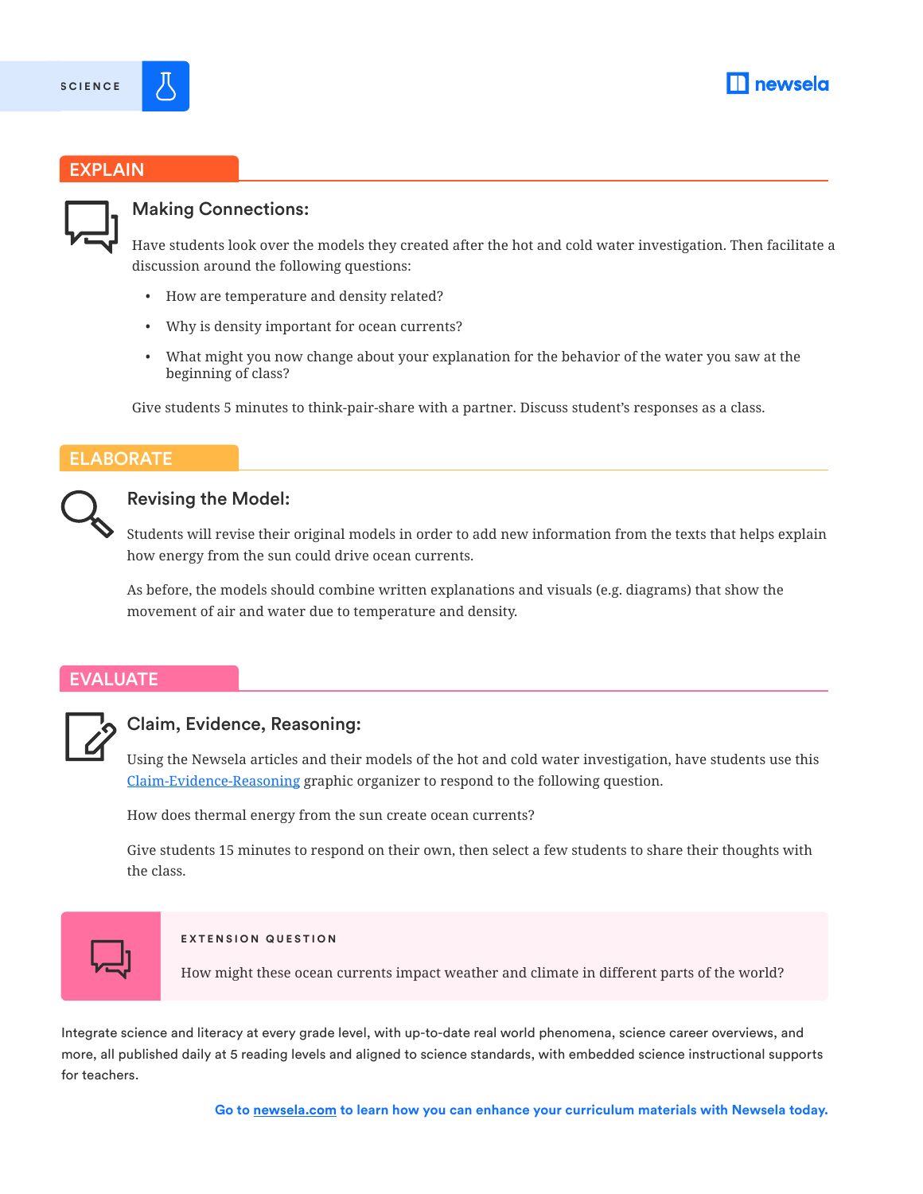SCIENCE

## EXPLAIN

### Making Connections:

Have students look over the models they created after the hot and cold water investigation. Then facilitate a discussion around the following questions:

- How are temperature and density related?
- Why is density important for ocean currents?
- What might you now change about your explanation for the behavior of the water you saw at the beginning of class?

Give students 5 minutes to think-pair-share with a partner. Discuss student's responses as a class.

## ELABORATE

### Revising the Model:

Students will revise their original models in order to add new information from the texts that helps explain how energy from the sun could drive ocean currents.

As before, the models should combine written explanations and visuals (e.g. diagrams) that show the movement of air and water due to temperature and density.

## EVALUATE

### Claim, Evidence, Reasoning:

Using the Newsela articles and their models of the hot and cold water investigation, have students use this Claim-Evidence-Reasoning graphic organizer to respond to the following question.

How does thermal energy from the sun create ocean currents?

Give students 15 minutes to respond on their own, then select a few students to share their thoughts with the class.

**EXTENSION QUESTION**

How might these ocean currents impact weather and climate in different parts of the world?

Integrate science and literacy at every grade level, with up-to-date real world phenomena, science career overviews, and more, all published daily at 5 reading levels and aligned to science standards, with embedded science instructional supports for teachers.

**Go to newsela.com to learn how you can enhance your curriculum materials with Newsela today.**